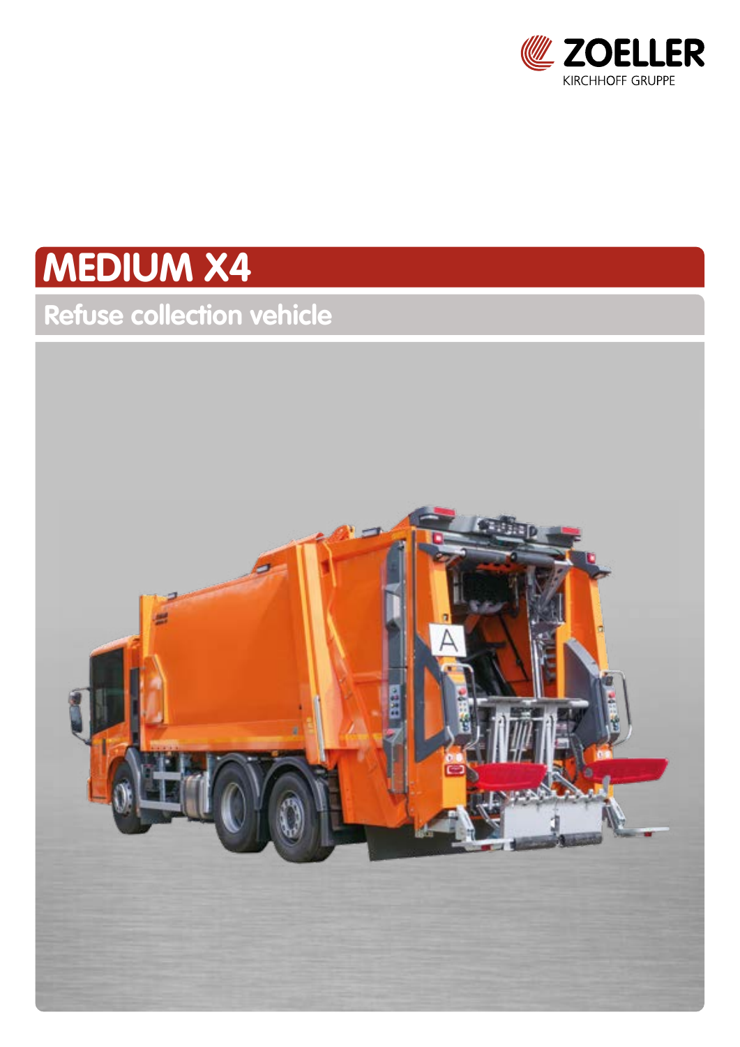ZOELLER
KIRCHHOFF GRUPPE

# MEDIUM X4

## Refuse collection vehicle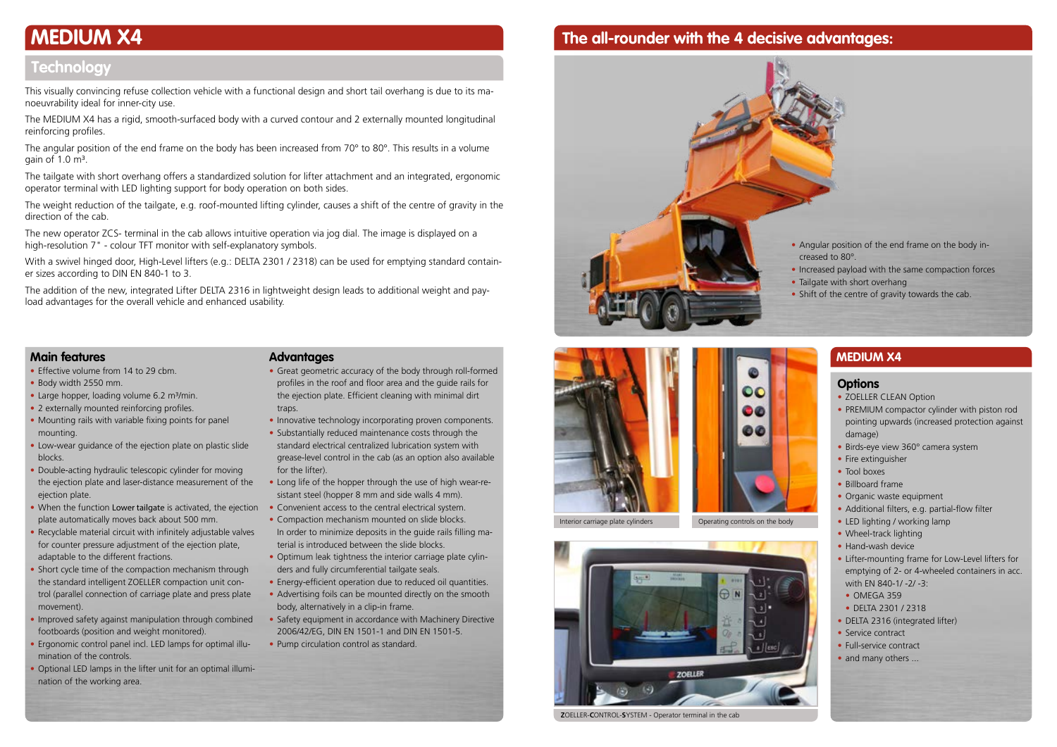# MEDIUM X4

## Technology

This visually convincing refuse collection vehicle with a functional design and short tail overhang is due to its manoeuvrability ideal for inner-city use.

The MEDIUM X4 has a rigid, smooth-surfaced body with a curved contour and 2 externally mounted longitudinal reinforcing profiles.

The angular position of the end frame on the body has been increased from 70° to 80°. This results in a volume gain of 1.0 m³.

The tailgate with short overhang offers a standardized solution for lifter attachment and an integrated, ergonomic operator terminal with LED lighting support for body operation on both sides.

The weight reduction of the tailgate, e.g. roof-mounted lifting cylinder, causes a shift of the centre of gravity in the direction of the cab.

The new operator ZCS- terminal in the cab allows intuitive operation via jog dial. The image is displayed on a high-resolution 7" - colour TFT monitor with self-explanatory symbols.

With a swivel hinged door, High-Level lifters (e.g.: DELTA 2301 / 2318) can be used for emptying standard container sizes according to DIN EN 840-1 to 3.

The addition of the new, integrated Lifter DELTA 2316 in lightweight design leads to additional weight and payload advantages for the overall vehicle and enhanced usability.

### Main features

- Effective volume from 14 to 29 cbm.
- Body width 2550 mm.
- Large hopper, loading volume 6.2 m³/min.
- 2 externally mounted reinforcing profiles.
- Mounting rails with variable fixing points for panel mounting.
- Low-wear guidance of the ejection plate on plastic slide blocks.
- Double-acting hydraulic telescopic cylinder for moving the ejection plate and laser-distance measurement of the ejection plate.
- When the function **Lower tailgate** is activated, the ejection plate automatically moves back about 500 mm.
- Recyclable material circuit with infinitely adjustable valves for counter pressure adjustment of the ejection plate, adaptable to the different fractions.
- Short cycle time of the compaction mechanism through the standard intelligent ZOELLER compaction unit control (parallel connection of carriage plate and press plate movement).
- Improved safety against manipulation through combined footboards (position and weight monitored).
- Ergonomic control panel incl. LED lamps for optimal illumination of the controls.
- Optional LED lamps in the lifter unit for an optimal illumination of the working area.

### Advantages

- Great geometric accuracy of the body through roll-formed profiles in the roof and floor area and the guide rails for the ejection plate. Efficient cleaning with minimal dirt traps.
- Innovative technology incorporating proven components.
- Substantially reduced maintenance costs through the standard electrical centralized lubrication system with grease-level control in the cab (as an option also available for the lifter).
- Long life of the hopper through the use of high wear-resistant steel (hopper 8 mm and side walls 4 mm).
- Convenient access to the central electrical system.
- Compaction mechanism mounted on slide blocks. In order to minimize deposits in the guide rails filling material is introduced between the slide blocks.
- Optimum leak tightness the interior carriage plate cylinders and fully circumferential tailgate seals.
- Energy-efficient operation due to reduced oil quantities.
- Advertising foils can be mounted directly on the smooth body, alternatively in a clip-in frame.
- Safety equipment in accordance with Machinery Directive 2006/42/EG, DIN EN 1501-1 and DIN EN 1501-5.
- Pump circulation control as standard.

## The all-rounder with the 4 decisive advantages:

- Angular position of the end frame on the body increased to 80°.
- Increased payload with the same compaction forces
- Tailgate with short overhang
- Shift of the centre of gravity towards the cab.

Interior carriage plate cylinders

Operating controls on the body

**Z**OELLER-**C**ONTROL-**S**YSTEM - Operator terminal in the cab

## MEDIUM X4

### Options

- ZOELLER CLEAN Option
- PREMIUM compactor cylinder with piston rod pointing upwards (increased protection against damage)
- Birds-eye view 360° camera system
- Fire extinguisher
- Tool boxes
- Billboard frame
- Organic waste equipment
- Additional filters, e.g. partial-flow filter
- LED lighting / working lamp
- Wheel-track lighting
- Hand-wash device
- Lifter-mounting frame for Low-Level lifters for emptying of 2- or 4-wheeled containers in acc. with EN 840-1/ -2/ -3:
  - OMEGA 359
  - DELTA 2301 / 2318
- DELTA 2316 (integrated lifter)
- Service contract
- Full-service contract
- and many others ...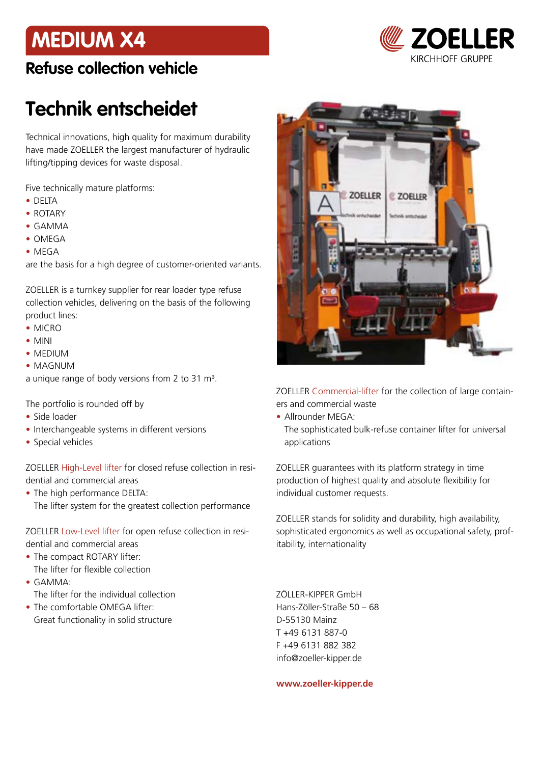# MEDIUM X4

## Refuse collection vehicle

ZOELLER
KIRCHHOFF GRUPPE

## Technik entscheidet

Technical innovations, high quality for maximum durability have made ZOELLER the largest manufacturer of hydraulic lifting/tipping devices for waste disposal.

Five technically mature platforms:

- DELTA
- ROTARY
- GAMMA
- OMEGA
- MEGA

are the basis for a high degree of customer-oriented variants.

ZOELLER is a turnkey supplier for rear loader type refuse collection vehicles, delivering on the basis of the following product lines:

- MICRO
- MINI
- MEDIUM
- MAGNUM

a unique range of body versions from 2 to 31 m³.

The portfolio is rounded off by

- Side loader
- Interchangeable systems in different versions
- Special vehicles

ZOELLER High-Level lifter for closed refuse collection in residential and commercial areas

- The high performance DELTA:
  The lifter system for the greatest collection performance

ZOELLER Low-Level lifter for open refuse collection in residential and commercial areas

- The compact ROTARY lifter:
  The lifter for flexible collection
- GAMMA:
  The lifter for the individual collection
- The comfortable OMEGA lifter:
  Great functionality in solid structure

ZOELLER Commercial-lifter for the collection of large containers and commercial waste

- Allrounder MEGA:
  The sophisticated bulk-refuse container lifter for universal applications

ZOELLER guarantees with its platform strategy in time production of highest quality and absolute flexibility for individual customer requests.

ZOELLER stands for solidity and durability, high availability, sophisticated ergonomics as well as occupational safety, profitability, internationality

ZÖLLER-KIPPER GmbH
Hans-Zöller-Straße 50 – 68
D-55130 Mainz
T +49 6131 887-0
F +49 6131 882 382
info@zoeller-kipper.de

**www.zoeller-kipper.de**